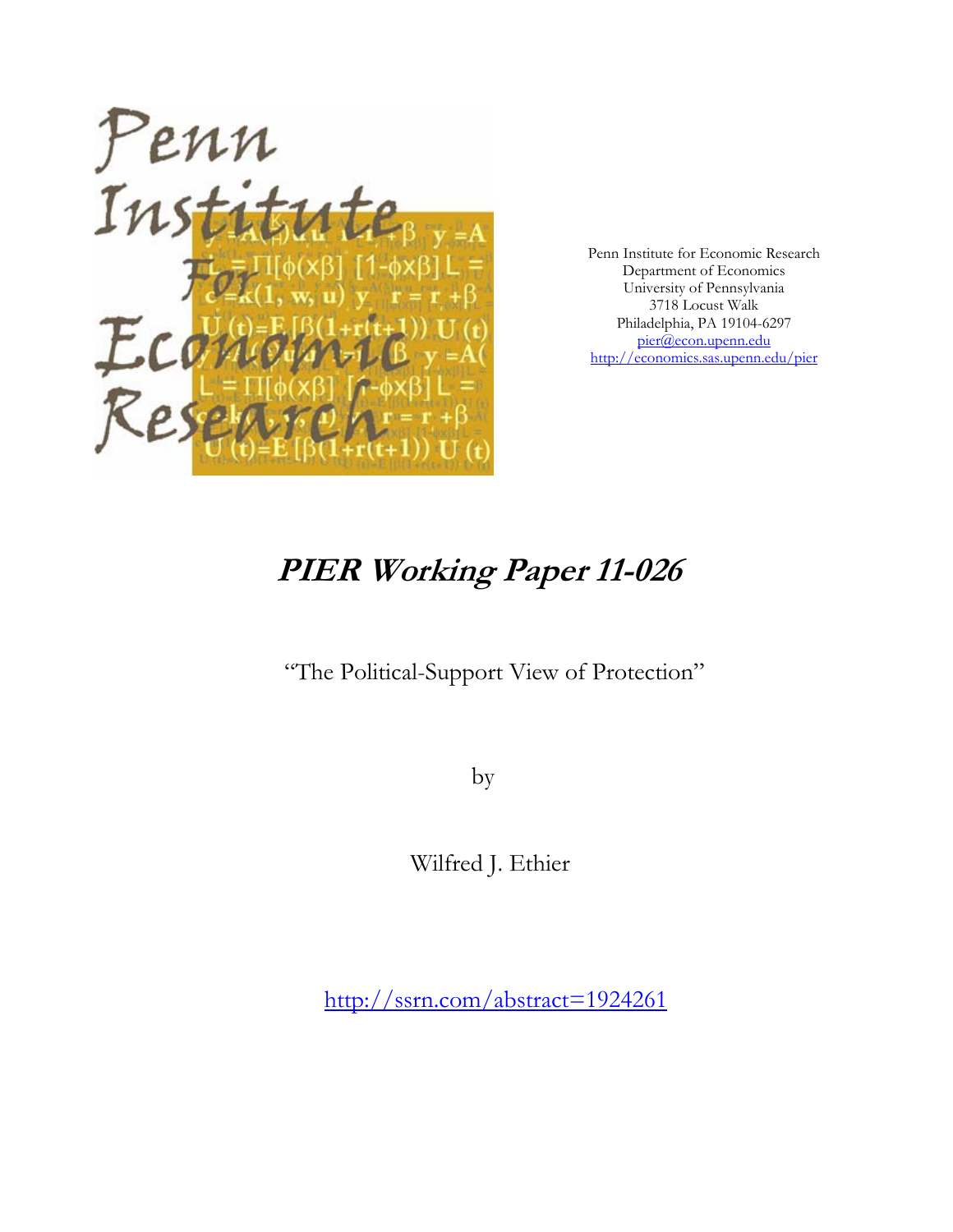Penn Institute for Economic Research
Department of Economics
University of Pennsylvania
3718 Locust Walk
Philadelphia, PA 19104-6297
pier@econ.upenn.edu
http://economics.sas.upenn.edu/pier

# *PIER Working Paper 11-026*

"The Political-Support View of Protection"

by

Wilfred J. Ethier

http://ssrn.com/abstract=1924261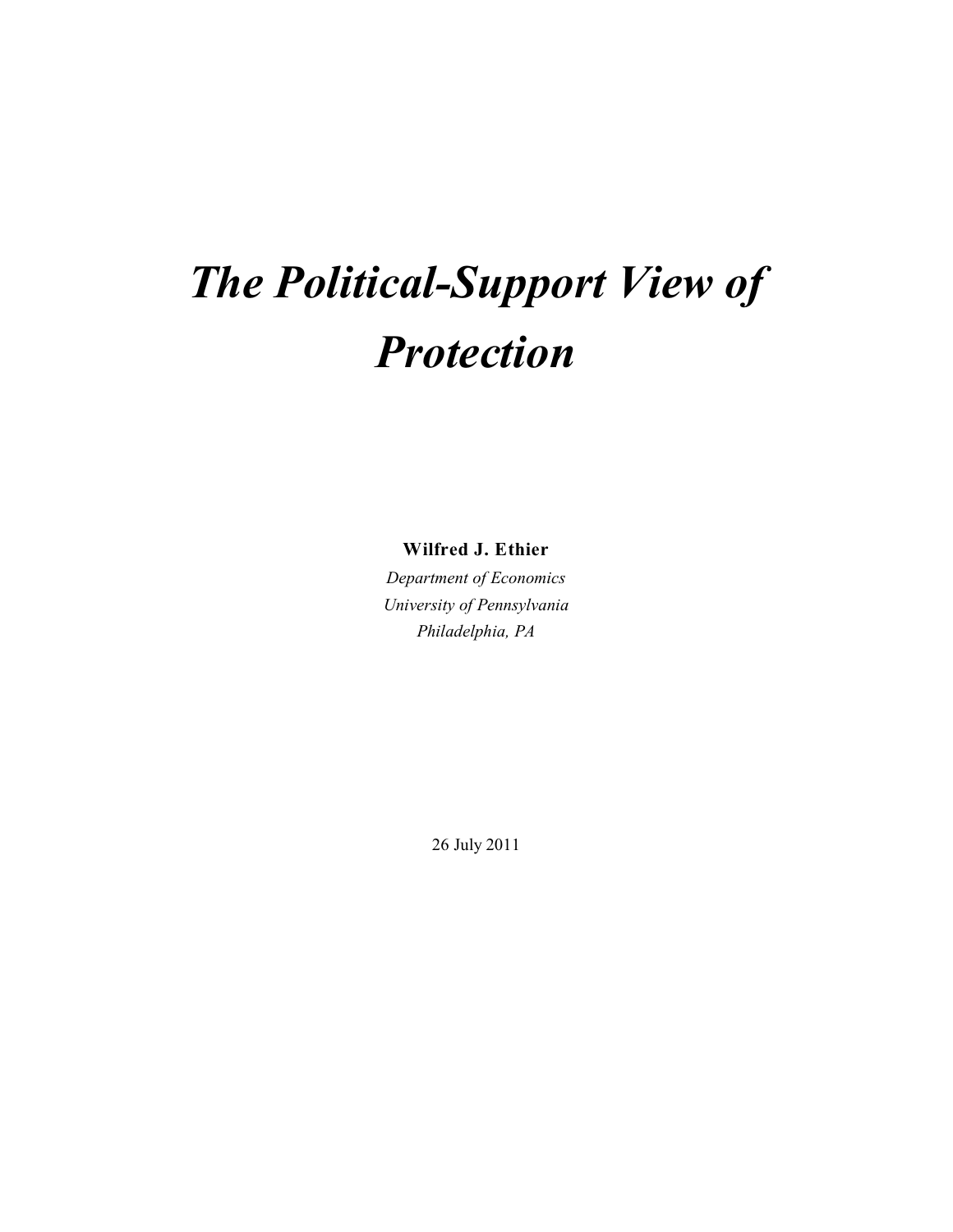# *The Political-Support View of Protection*

**Wilfred J. Ethier**

*Department of Economics*
*University of Pennsylvania*
*Philadelphia, PA*

26 July 2011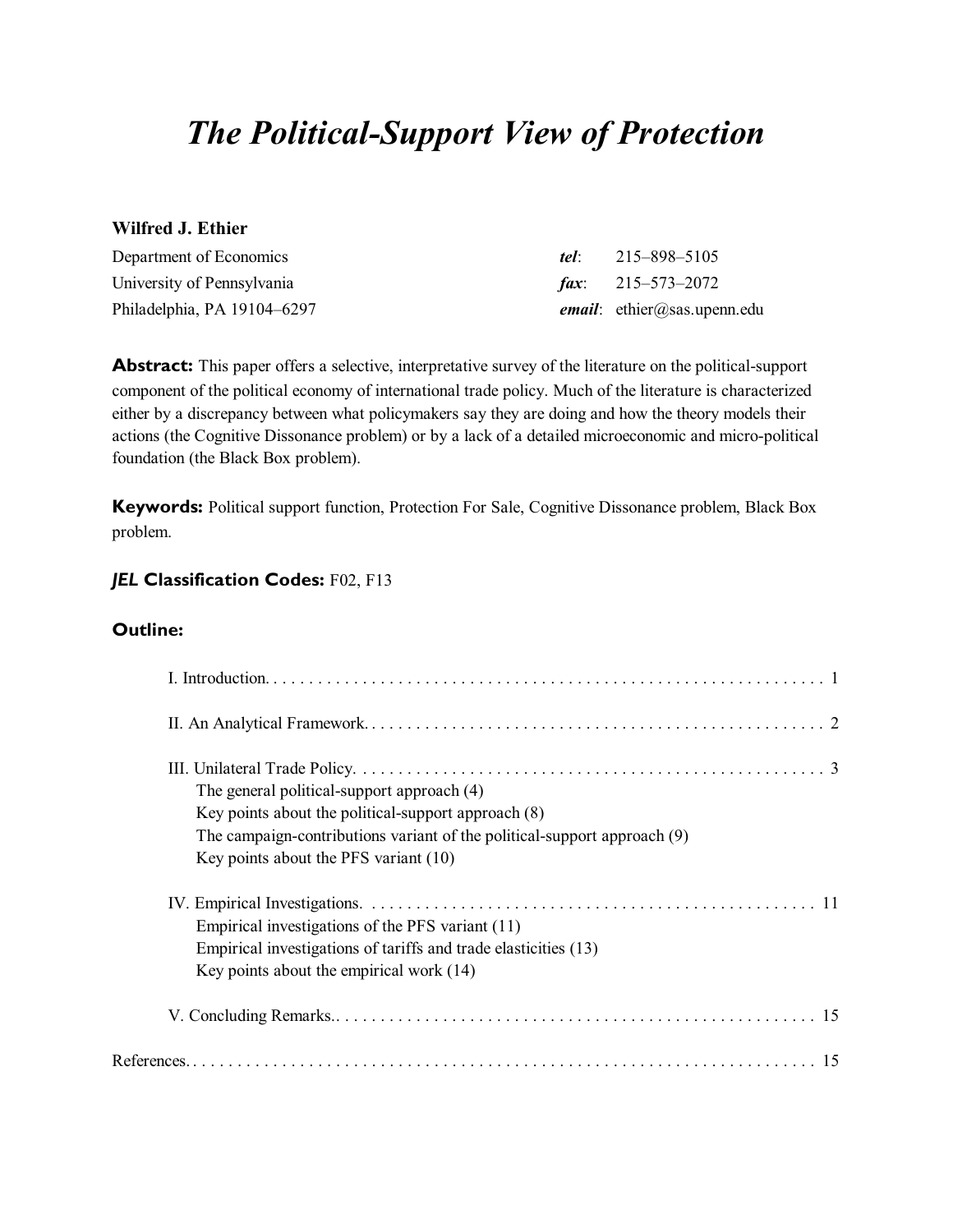# *The Political-Support View of Protection*

**Wilfred J. Ethier**

| | |
|---|---|
| Department of Economics | ***tel***: 215–898–5105 |
| University of Pennsylvania | ***fax***: 215–573–2072 |
| Philadelphia, PA 19104–6297 | ***email***: ethier@sas.upenn.edu |

**Abstract:** This paper offers a selective, interpretative survey of the literature on the political-support component of the political economy of international trade policy. Much of the literature is characterized either by a discrepancy between what policymakers say they are doing and how the theory models their actions (the Cognitive Dissonance problem) or by a lack of a detailed microeconomic and micro-political foundation (the Black Box problem).

**Keywords:** Political support function, Protection For Sale, Cognitive Dissonance problem, Black Box problem.

***JEL* Classification Codes:** F02, F13

**Outline:**

I. Introduction. . . . . . . . . . . . . . . . . . . . . . . . . . . . . . . . . . . . . . . . . . . . . . . . . . . . . . . . . . . . . . 1

II. An Analytical Framework. . . . . . . . . . . . . . . . . . . . . . . . . . . . . . . . . . . . . . . . . . . . . . . . . . . 2

III. Unilateral Trade Policy. . . . . . . . . . . . . . . . . . . . . . . . . . . . . . . . . . . . . . . . . . . . . . . . . . . . 3
- The general political-support approach (4)
- Key points about the political-support approach (8)
- The campaign-contributions variant of the political-support approach (9)
- Key points about the PFS variant (10)

IV. Empirical Investigations. . . . . . . . . . . . . . . . . . . . . . . . . . . . . . . . . . . . . . . . . . . . . . . . . . 11
- Empirical investigations of the PFS variant (11)
- Empirical investigations of tariffs and trade elasticities (13)
- Key points about the empirical work (14)

V. Concluding Remarks.. . . . . . . . . . . . . . . . . . . . . . . . . . . . . . . . . . . . . . . . . . . . . . . . . . . . 15

References. . . . . . . . . . . . . . . . . . . . . . . . . . . . . . . . . . . . . . . . . . . . . . . . . . . . . . . . . . . . . . . 15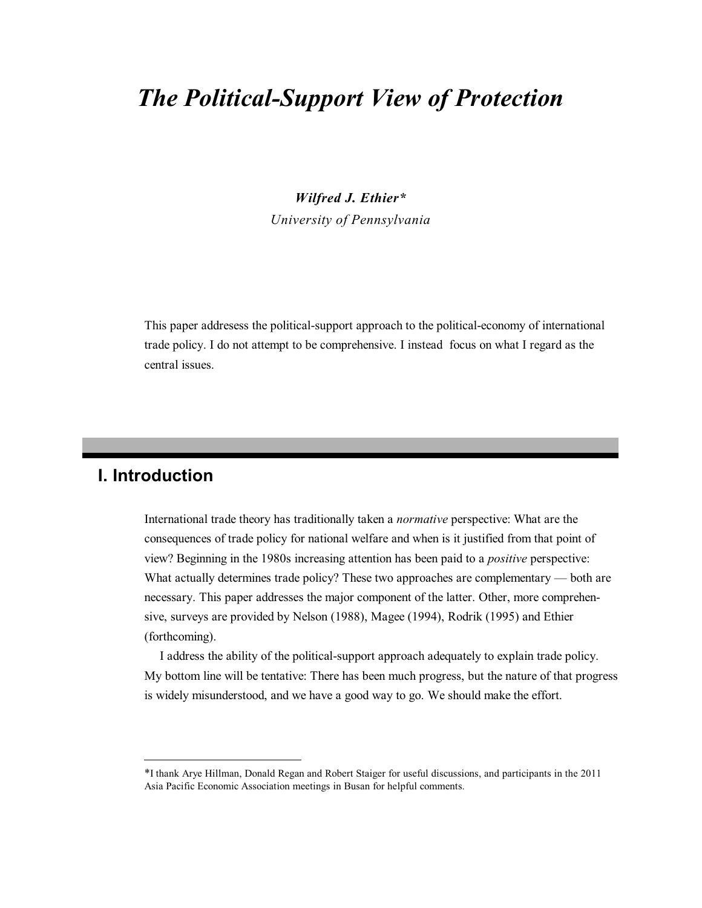# *The Political-Support View of Protection*

***Wilfred J. Ethier****
*University of Pennsylvania*

This paper addresess the political-support approach to the political-economy of international trade policy. I do not attempt to be comprehensive. I instead focus on what I regard as the central issues.

## I. Introduction

International trade theory has traditionally taken a *normative* perspective: What are the consequences of trade policy for national welfare and when is it justified from that point of view? Beginning in the 1980s increasing attention has been paid to a *positive* perspective: What actually determines trade policy? These two approaches are complementary — both are necessary. This paper addresses the major component of the latter. Other, more comprehensive, surveys are provided by Nelson (1988), Magee (1994), Rodrik (1995) and Ethier (forthcoming).

I address the ability of the political-support approach adequately to explain trade policy. My bottom line will be tentative: There has been much progress, but the nature of that progress is widely misunderstood, and we have a good way to go. We should make the effort.

---

*I thank Arye Hillman, Donald Regan and Robert Staiger for useful discussions, and participants in the 2011 Asia Pacific Economic Association meetings in Busan for helpful comments.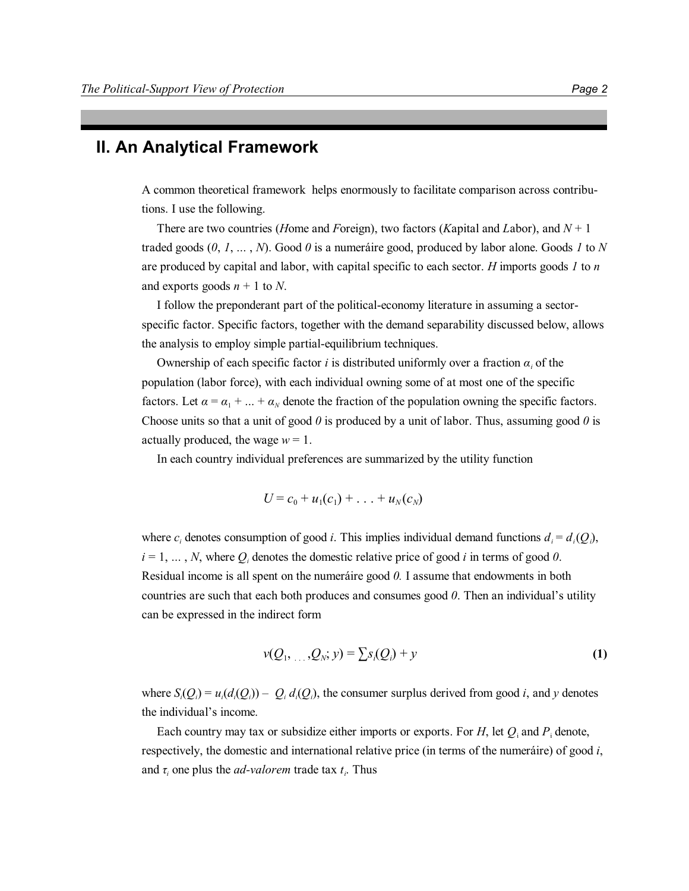## II. An Analytical Framework

A common theoretical framework helps enormously to facilitate comparison across contributions. I use the following.

There are two countries (*H*ome and *F*oreign), two factors (*K*apital and *L*abor), and $N + 1$ traded goods ($0, 1, \ldots, N$). Good $0$ is a numeráire good, produced by labor alone. Goods $1$ to $N$ are produced by capital and labor, with capital specific to each sector. $H$ imports goods $1$ to $n$ and exports goods $n + 1$ to $N$.

I follow the preponderant part of the political-economy literature in assuming a sector-specific factor. Specific factors, together with the demand separability discussed below, allows the analysis to employ simple partial-equilibrium techniques.

Ownership of each specific factor $i$ is distributed uniformly over a fraction $\alpha_i$ of the population (labor force), with each individual owning some of at most one of the specific factors. Let $\alpha = \alpha_1 + \ldots + \alpha_N$ denote the fraction of the population owning the specific factors. Choose units so that a unit of good $0$ is produced by a unit of labor. Thus, assuming good $0$ is actually produced, the wage $w = 1$.

In each country individual preferences are summarized by the utility function

$$U = c_0 + u_1(c_1) + \ldots + u_N(c_N)$$

where $c_i$ denotes consumption of good $i$. This implies individual demand functions $d_i = d_i(Q_i)$, $i = 1, \ldots, N$, where $Q_i$ denotes the domestic relative price of good $i$ in terms of good $0$. Residual income is all spent on the numeráire good $0$. I assume that endowments in both countries are such that each both produces and consumes good $0$. Then an individual's utility can be expressed in the indirect form

$$v(Q_1, \ldots, Q_N; y) = \sum s_i(Q_i) + y \tag{1}$$

where $S_i(Q_i) = u_i(d_i(Q_i)) - Q_i\, d_i(Q_i)$, the consumer surplus derived from good $i$, and $y$ denotes the individual's income.

Each country may tax or subsidize either imports or exports. For $H$, let $Q_i$ and $P_i$ denote, respectively, the domestic and international relative price (in terms of the numeráire) of good $i$, and $\tau_i$ one plus the *ad-valorem* trade tax $t_i$. Thus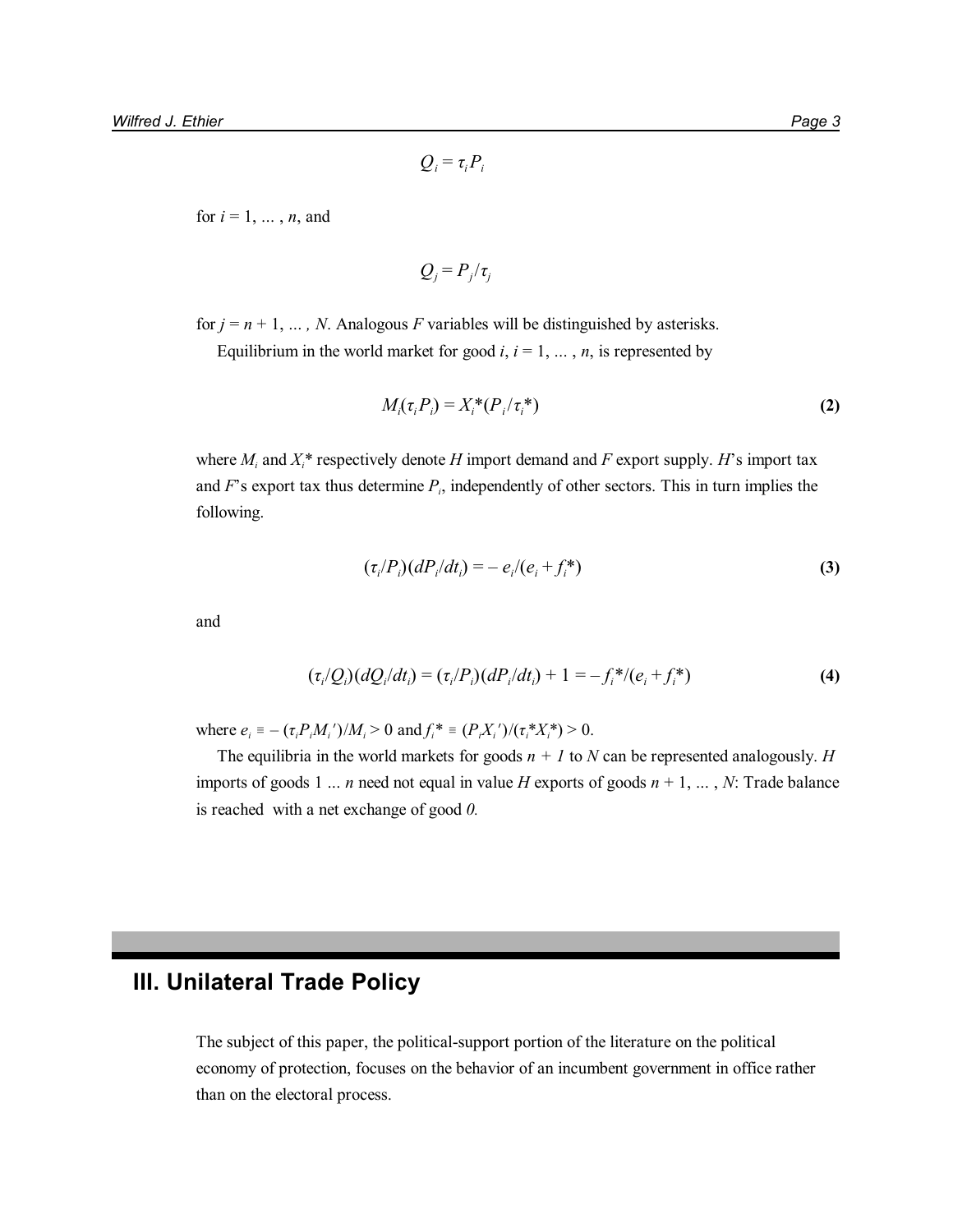$$Q_i = \tau_i P_i$$

for $i = 1, \ldots, n$, and

$$Q_j = P_j/\tau_j$$

for $j = n + 1, \ldots, N$. Analogous $F$ variables will be distinguished by asterisks.

Equilibrium in the world market for good $i$, $i = 1, \ldots, n$, is represented by

$$M_i(\tau_i P_i) = X_i^*(P_i/\tau_i^*) \tag{2}$$

where $M_i$ and $X_i^*$ respectively denote $H$ import demand and $F$ export supply. $H$'s import tax and $F$'s export tax thus determine $P_i$, independently of other sectors. This in turn implies the following.

$$(\tau_i/P_i)(dP_i/dt_i) = -e_i/(e_i + f_i^*) \tag{3}$$

and

$$(\tau_i/Q_i)(dQ_i/dt_i) = (\tau_i/P_i)(dP_i/dt_i) + 1 = -f_i^*/(e_i + f_i^*) \tag{4}$$

where $e_i \equiv -(\tau_i P_i M_i')/M_i > 0$ and $f_i^* \equiv (P_i X_i')/(\tau_i^* X_i^*) > 0$.

The equilibria in the world markets for goods $n + 1$ to $N$ can be represented analogously. $H$ imports of goods $1 \ldots n$ need not equal in value $H$ exports of goods $n + 1, \ldots, N$: Trade balance is reached with a net exchange of good $0$.

## III. Unilateral Trade Policy

The subject of this paper, the political-support portion of the literature on the political economy of protection, focuses on the behavior of an incumbent government in office rather than on the electoral process.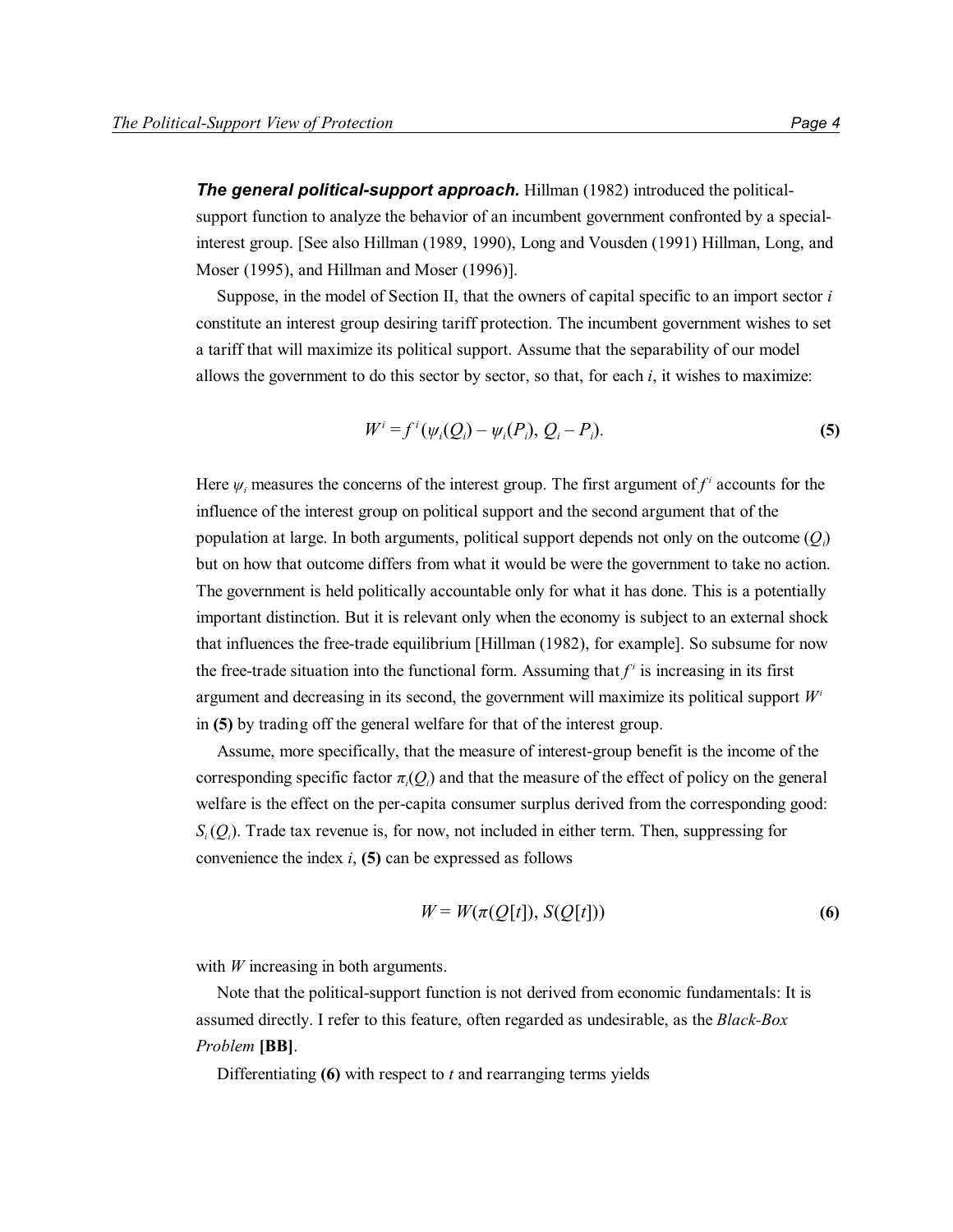***The general political-support approach.*** Hillman (1982) introduced the political-support function to analyze the behavior of an incumbent government confronted by a special-interest group. [See also Hillman (1989, 1990), Long and Vousden (1991) Hillman, Long, and Moser (1995), and Hillman and Moser (1996)].

Suppose, in the model of Section II, that the owners of capital specific to an import sector $i$ constitute an interest group desiring tariff protection. The incumbent government wishes to set a tariff that will maximize its political support. Assume that the separability of our model allows the government to do this sector by sector, so that, for each $i$, it wishes to maximize:

$$W^i = f^i(\psi_i(Q_i) - \psi_i(P_i),\ Q_i - P_i). \tag{5}$$

Here $\psi_i$ measures the concerns of the interest group. The first argument of $f^i$ accounts for the influence of the interest group on political support and the second argument that of the population at large. In both arguments, political support depends not only on the outcome ($Q_i$) but on how that outcome differs from what it would be were the government to take no action. The government is held politically accountable only for what it has done. This is a potentially important distinction. But it is relevant only when the economy is subject to an external shock that influences the free-trade equilibrium [Hillman (1982), for example]. So subsume for now the free-trade situation into the functional form. Assuming that $f^i$ is increasing in its first argument and decreasing in its second, the government will maximize its political support $W^i$ in **(5)** by trading off the general welfare for that of the interest group.

Assume, more specifically, that the measure of interest-group benefit is the income of the corresponding specific factor $\pi_i(Q_i)$ and that the measure of the effect of policy on the general welfare is the effect on the per-capita consumer surplus derived from the corresponding good: $S_i(Q_i)$. Trade tax revenue is, for now, not included in either term. Then, suppressing for convenience the index $i$, **(5)** can be expressed as follows

$$W = W(\pi(Q[t]),\ S(Q[t])) \tag{6}$$

with $W$ increasing in both arguments.

Note that the political-support function is not derived from economic fundamentals: It is assumed directly. I refer to this feature, often regarded as undesirable, as the *Black-Box Problem* **[BB]**.

Differentiating **(6)** with respect to $t$ and rearranging terms yields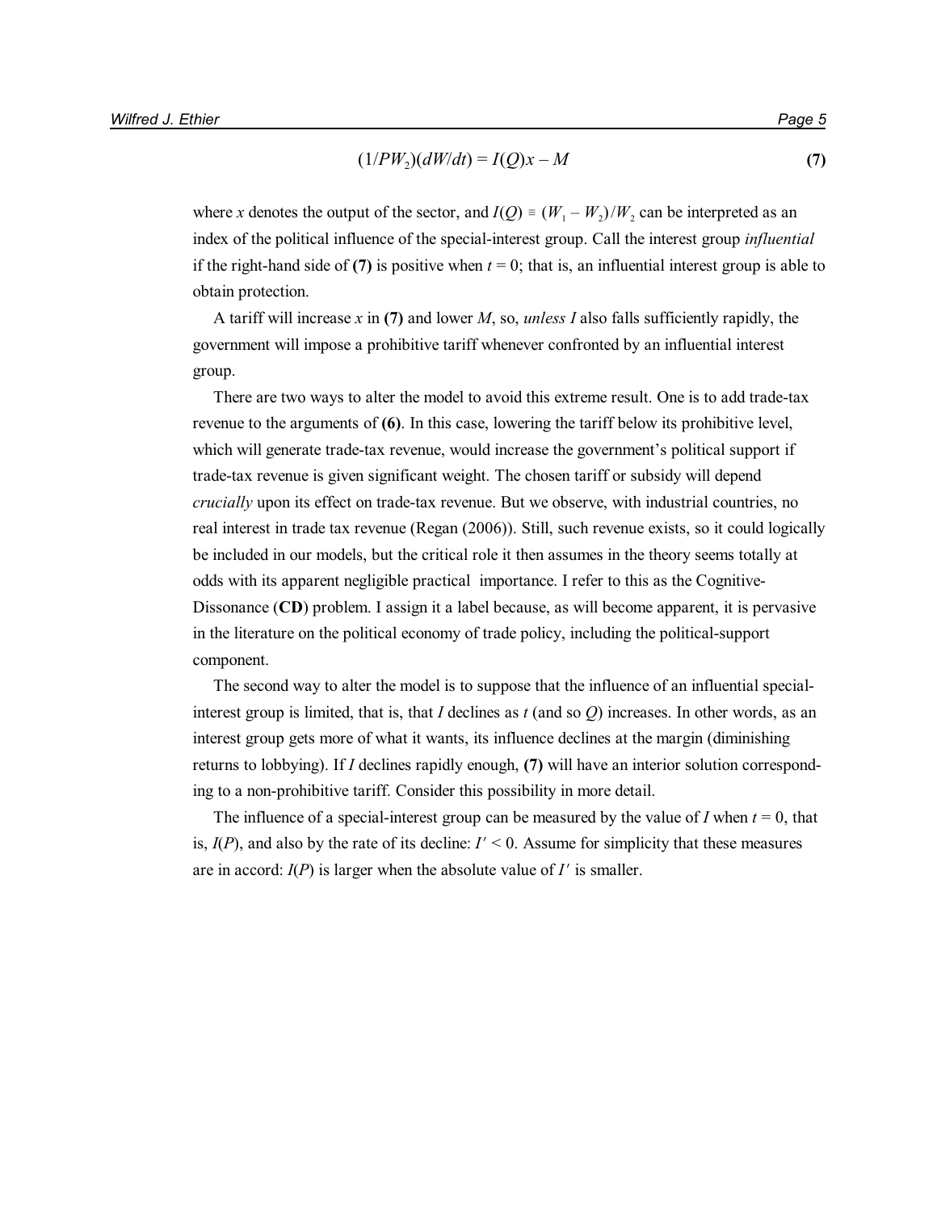$$(1/PW_2)(dW/dt) = I(Q)x - M \tag{7}$$

where $x$ denotes the output of the sector, and $I(Q) \equiv (W_1 - W_2)/W_2$ can be interpreted as an index of the political influence of the special-interest group. Call the interest group *influential* if the right-hand side of **(7)** is positive when $t = 0$; that is, an influential interest group is able to obtain protection.

A tariff will increase $x$ in **(7)** and lower $M$, so, *unless* $I$ also falls sufficiently rapidly, the government will impose a prohibitive tariff whenever confronted by an influential interest group.

There are two ways to alter the model to avoid this extreme result. One is to add trade-tax revenue to the arguments of **(6)**. In this case, lowering the tariff below its prohibitive level, which will generate trade-tax revenue, would increase the government's political support if trade-tax revenue is given significant weight. The chosen tariff or subsidy will depend *crucially* upon its effect on trade-tax revenue. But we observe, with industrial countries, no real interest in trade tax revenue (Regan (2006)). Still, such revenue exists, so it could logically be included in our models, but the critical role it then assumes in the theory seems totally at odds with its apparent negligible practical importance. I refer to this as the Cognitive-Dissonance (**CD**) problem. I assign it a label because, as will become apparent, it is pervasive in the literature on the political economy of trade policy, including the political-support component.

The second way to alter the model is to suppose that the influence of an influential special-interest group is limited, that is, that $I$ declines as $t$ (and so $Q$) increases. In other words, as an interest group gets more of what it wants, its influence declines at the margin (diminishing returns to lobbying). If $I$ declines rapidly enough, **(7)** will have an interior solution corresponding to a non-prohibitive tariff. Consider this possibility in more detail.

The influence of a special-interest group can be measured by the value of $I$ when $t = 0$, that is, $I(P)$, and also by the rate of its decline: $I' < 0$. Assume for simplicity that these measures are in accord: $I(P)$ is larger when the absolute value of $I'$ is smaller.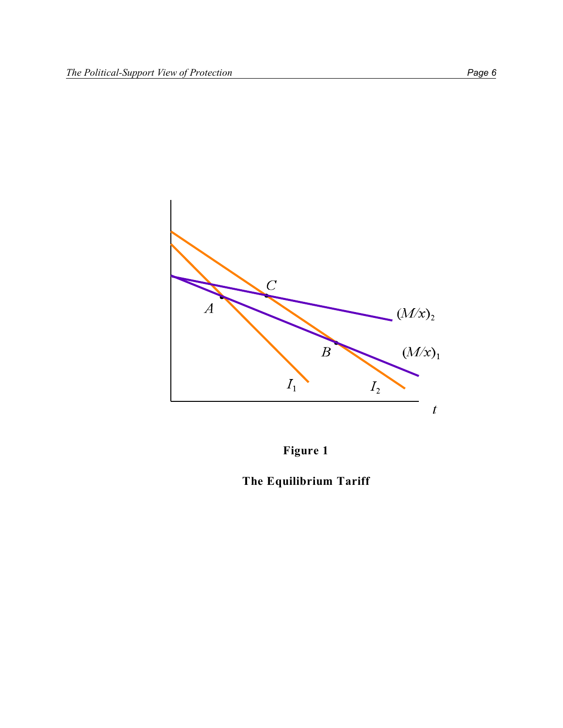**Figure 1**

**The Equilibrium Tariff**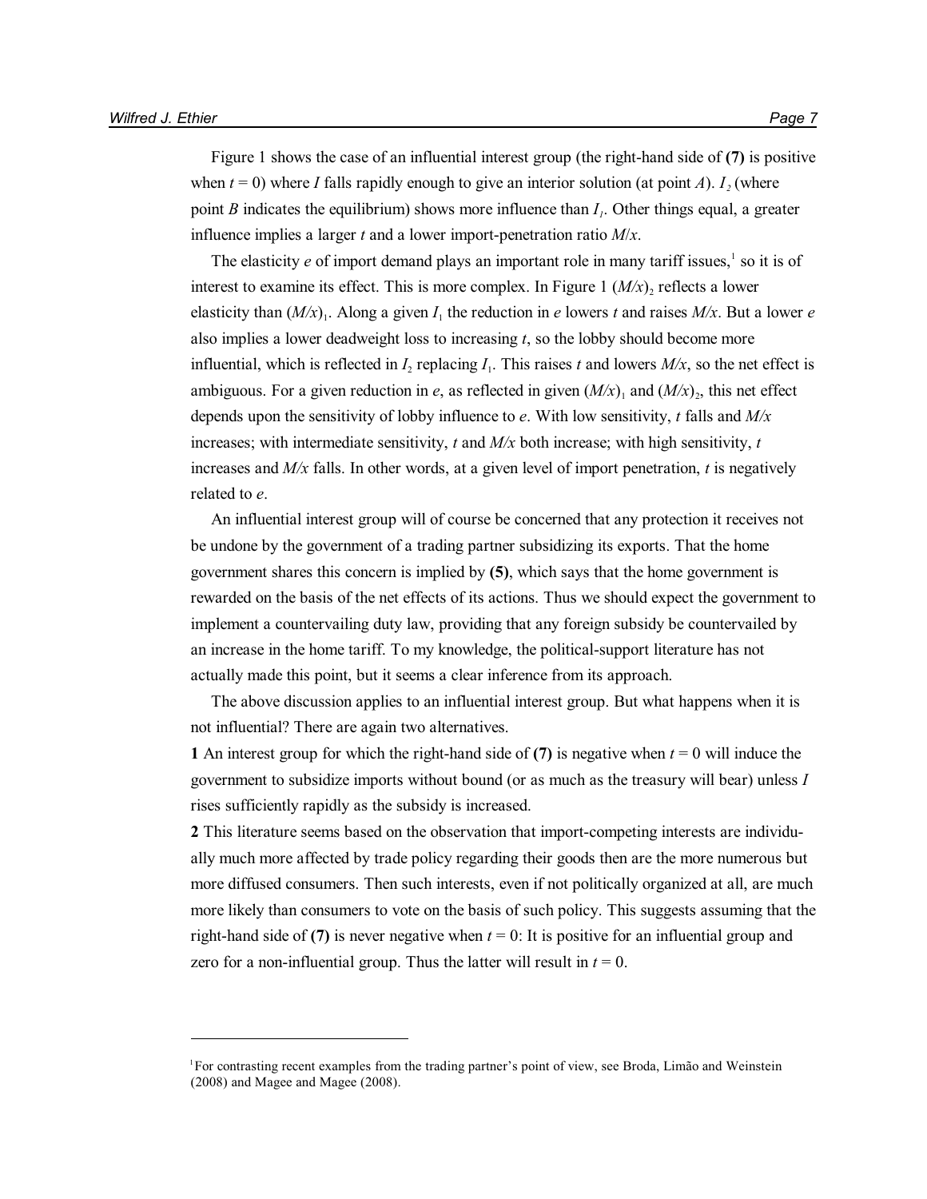Figure 1 shows the case of an influential interest group (the right-hand side of **(7)** is positive when $t = 0$) where $I$ falls rapidly enough to give an interior solution (at point $A$). $I_2$ (where point $B$ indicates the equilibrium) shows more influence than $I_1$. Other things equal, a greater influence implies a larger $t$ and a lower import-penetration ratio $M/x$.

The elasticity $e$ of import demand plays an important role in many tariff issues,[1] so it is of interest to examine its effect. This is more complex. In Figure 1 $(M/x)_2$ reflects a lower elasticity than $(M/x)_1$. Along a given $I_1$ the reduction in $e$ lowers $t$ and raises $M/x$. But a lower $e$ also implies a lower deadweight loss to increasing $t$, so the lobby should become more influential, which is reflected in $I_2$ replacing $I_1$. This raises $t$ and lowers $M/x$, so the net effect is ambiguous. For a given reduction in $e$, as reflected in given $(M/x)_1$ and $(M/x)_2$, this net effect depends upon the sensitivity of lobby influence to $e$. With low sensitivity, $t$ falls and $M/x$ increases; with intermediate sensitivity, $t$ and $M/x$ both increase; with high sensitivity, $t$ increases and $M/x$ falls. In other words, at a given level of import penetration, $t$ is negatively related to $e$.

An influential interest group will of course be concerned that any protection it receives not be undone by the government of a trading partner subsidizing its exports. That the home government shares this concern is implied by **(5)**, which says that the home government is rewarded on the basis of the net effects of its actions. Thus we should expect the government to implement a countervailing duty law, providing that any foreign subsidy be countervailed by an increase in the home tariff. To my knowledge, the political-support literature has not actually made this point, but it seems a clear inference from its approach.

The above discussion applies to an influential interest group. But what happens when it is not influential? There are again two alternatives.

**1** An interest group for which the right-hand side of **(7)** is negative when $t = 0$ will induce the government to subsidize imports without bound (or as much as the treasury will bear) unless $I$ rises sufficiently rapidly as the subsidy is increased.

**2** This literature seems based on the observation that import-competing interests are individually much more affected by trade policy regarding their goods then are the more numerous but more diffused consumers. Then such interests, even if not politically organized at all, are much more likely than consumers to vote on the basis of such policy. This suggests assuming that the right-hand side of **(7)** is never negative when $t = 0$: It is positive for an influential group and zero for a non-influential group. Thus the latter will result in $t = 0$.

---

[1] For contrasting recent examples from the trading partner's point of view, see Broda, Limão and Weinstein (2008) and Magee and Magee (2008).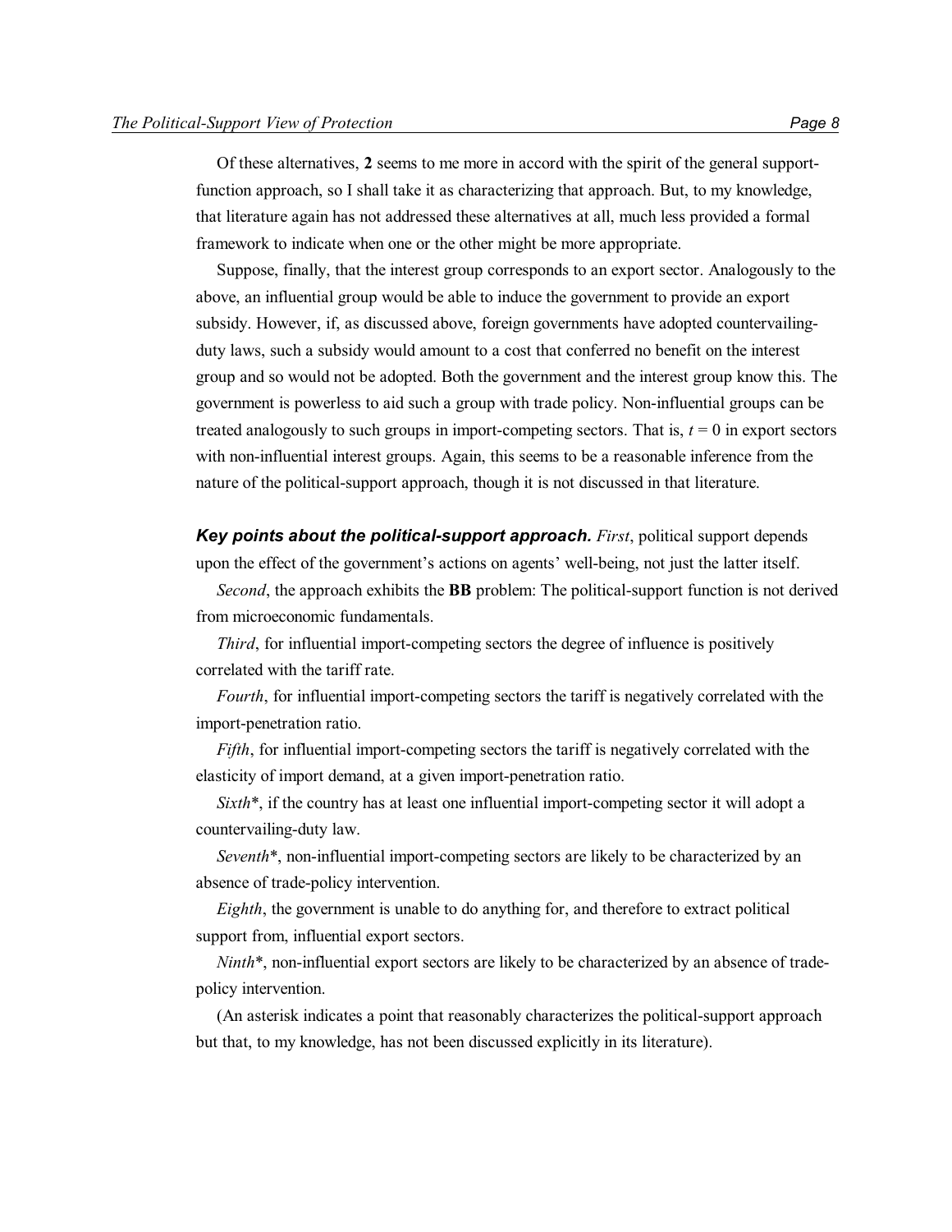Of these alternatives, **2** seems to me more in accord with the spirit of the general support-function approach, so I shall take it as characterizing that approach. But, to my knowledge, that literature again has not addressed these alternatives at all, much less provided a formal framework to indicate when one or the other might be more appropriate.

Suppose, finally, that the interest group corresponds to an export sector. Analogously to the above, an influential group would be able to induce the government to provide an export subsidy. However, if, as discussed above, foreign governments have adopted countervailing-duty laws, such a subsidy would amount to a cost that conferred no benefit on the interest group and so would not be adopted. Both the government and the interest group know this. The government is powerless to aid such a group with trade policy. Non-influential groups can be treated analogously to such groups in import-competing sectors. That is, $t = 0$ in export sectors with non-influential interest groups. Again, this seems to be a reasonable inference from the nature of the political-support approach, though it is not discussed in that literature.

***Key points about the political-support approach.*** *First*, political support depends upon the effect of the government's actions on agents' well-being, not just the latter itself.

*Second*, the approach exhibits the **BB** problem: The political-support function is not derived from microeconomic fundamentals.

*Third*, for influential import-competing sectors the degree of influence is positively correlated with the tariff rate.

*Fourth*, for influential import-competing sectors the tariff is negatively correlated with the import-penetration ratio.

*Fifth*, for influential import-competing sectors the tariff is negatively correlated with the elasticity of import demand, at a given import-penetration ratio.

*Sixth*\*, if the country has at least one influential import-competing sector it will adopt a countervailing-duty law.

*Seventh*\*, non-influential import-competing sectors are likely to be characterized by an absence of trade-policy intervention.

*Eighth*, the government is unable to do anything for, and therefore to extract political support from, influential export sectors.

*Ninth*\*, non-influential export sectors are likely to be characterized by an absence of trade-policy intervention.

(An asterisk indicates a point that reasonably characterizes the political-support approach but that, to my knowledge, has not been discussed explicitly in its literature).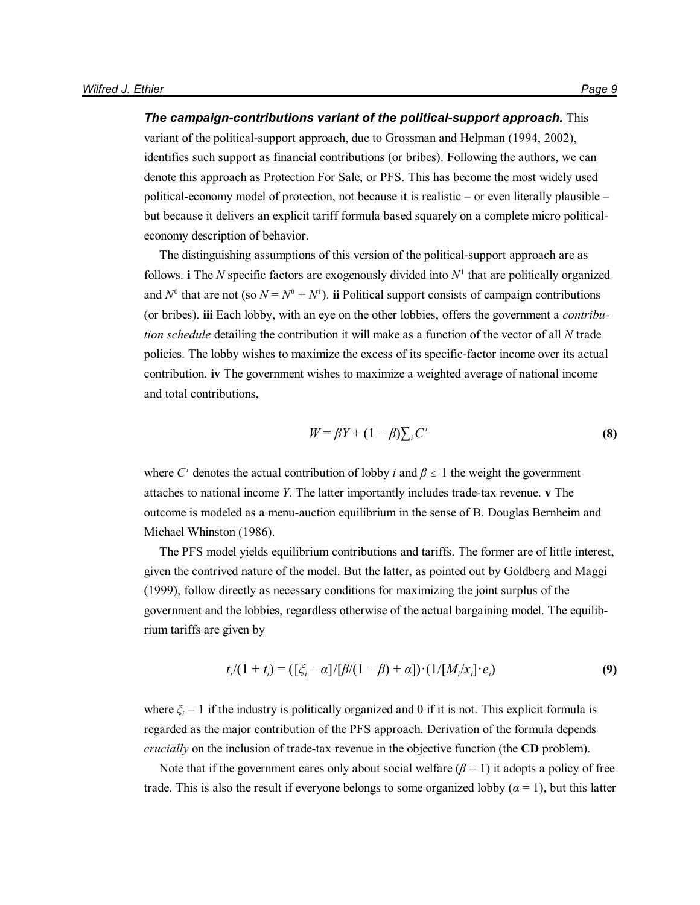***The campaign-contributions variant of the political-support approach.*** This variant of the political-support approach, due to Grossman and Helpman (1994, 2002), identifies such support as financial contributions (or bribes). Following the authors, we can denote this approach as Protection For Sale, or PFS. This has become the most widely used political-economy model of protection, not because it is realistic – or even literally plausible – but because it delivers an explicit tariff formula based squarely on a complete micro political-economy description of behavior.

The distinguishing assumptions of this version of the political-support approach are as follows. **i** The $N$ specific factors are exogenously divided into $N^1$ that are politically organized and $N^0$ that are not (so $N = N^0 + N^1$). **ii** Political support consists of campaign contributions (or bribes). **iii** Each lobby, with an eye on the other lobbies, offers the government a *contribution schedule* detailing the contribution it will make as a function of the vector of all $N$ trade policies. The lobby wishes to maximize the excess of its specific-factor income over its actual contribution. **iv** The government wishes to maximize a weighted average of national income and total contributions,

$$W = \beta Y + (1 - \beta)\textstyle\sum_i C^i \tag{8}$$

where $C^i$ denotes the actual contribution of lobby $i$ and $\beta \leq 1$ the weight the government attaches to national income $Y$. The latter importantly includes trade-tax revenue. **v** The outcome is modeled as a menu-auction equilibrium in the sense of B. Douglas Bernheim and Michael Whinston (1986).

The PFS model yields equilibrium contributions and tariffs. The former are of little interest, given the contrived nature of the model. But the latter, as pointed out by Goldberg and Maggi (1999), follow directly as necessary conditions for maximizing the joint surplus of the government and the lobbies, regardless otherwise of the actual bargaining model. The equilibrium tariffs are given by

$$t_i/(1 + t_i) = ([\xi_i - \alpha]/[\beta/(1 - \beta) + \alpha])\cdot(1/[M_i/x_i]\cdot e_i) \tag{9}$$

where $\xi_i = 1$ if the industry is politically organized and 0 if it is not. This explicit formula is regarded as the major contribution of the PFS approach. Derivation of the formula depends *crucially* on the inclusion of trade-tax revenue in the objective function (the **CD** problem).

Note that if the government cares only about social welfare ($\beta = 1$) it adopts a policy of free trade. This is also the result if everyone belongs to some organized lobby ($\alpha = 1$), but this latter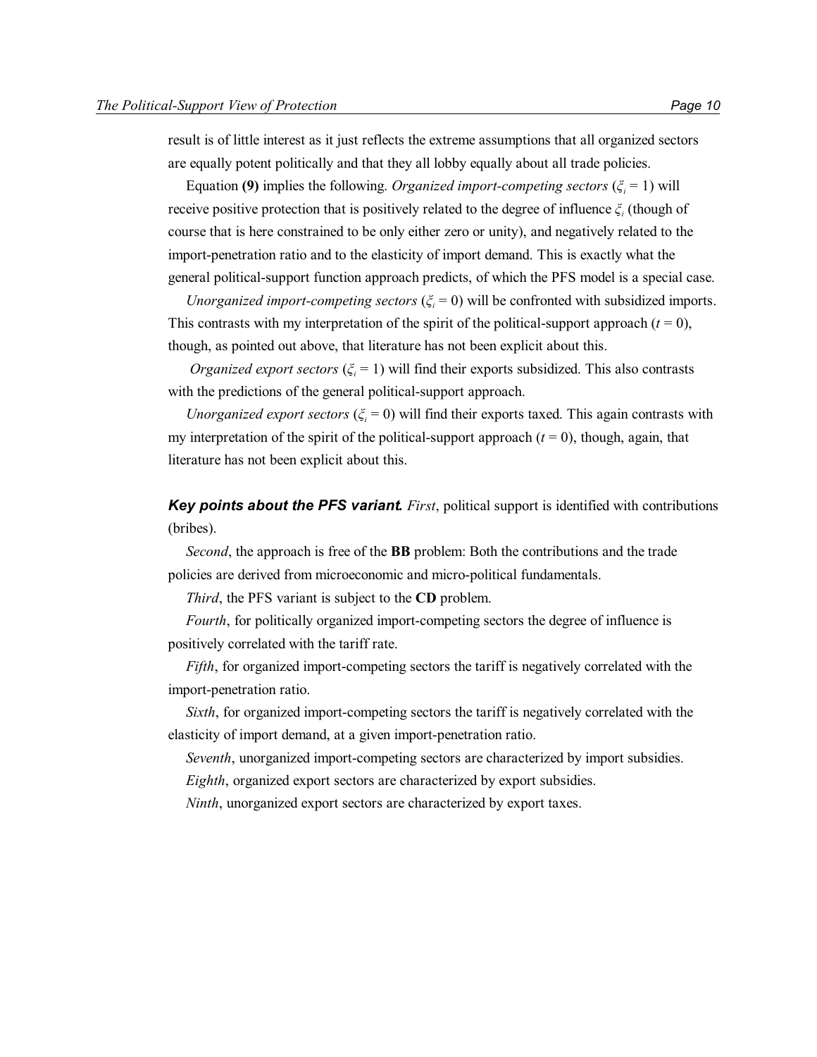result is of little interest as it just reflects the extreme assumptions that all organized sectors are equally potent politically and that they all lobby equally about all trade policies.

Equation **(9)** implies the following. *Organized import-competing sectors* ($\xi_i = 1$) will receive positive protection that is positively related to the degree of influence $\xi_i$ (though of course that is here constrained to be only either zero or unity), and negatively related to the import-penetration ratio and to the elasticity of import demand. This is exactly what the general political-support function approach predicts, of which the PFS model is a special case.

*Unorganized import-competing sectors* ($\xi_i = 0$) will be confronted with subsidized imports. This contrasts with my interpretation of the spirit of the political-support approach ($t = 0$), though, as pointed out above, that literature has not been explicit about this.

*Organized export sectors* ($\xi_i = 1$) will find their exports subsidized. This also contrasts with the predictions of the general political-support approach.

*Unorganized export sectors* ($\xi_i = 0$) will find their exports taxed. This again contrasts with my interpretation of the spirit of the political-support approach ($t = 0$), though, again, that literature has not been explicit about this.

***Key points about the PFS variant.*** *First*, political support is identified with contributions (bribes).

*Second*, the approach is free of the **BB** problem: Both the contributions and the trade policies are derived from microeconomic and micro-political fundamentals.

*Third*, the PFS variant is subject to the **CD** problem.

*Fourth*, for politically organized import-competing sectors the degree of influence is positively correlated with the tariff rate.

*Fifth*, for organized import-competing sectors the tariff is negatively correlated with the import-penetration ratio.

*Sixth*, for organized import-competing sectors the tariff is negatively correlated with the elasticity of import demand, at a given import-penetration ratio.

*Seventh*, unorganized import-competing sectors are characterized by import subsidies.

*Eighth*, organized export sectors are characterized by export subsidies.

*Ninth*, unorganized export sectors are characterized by export taxes.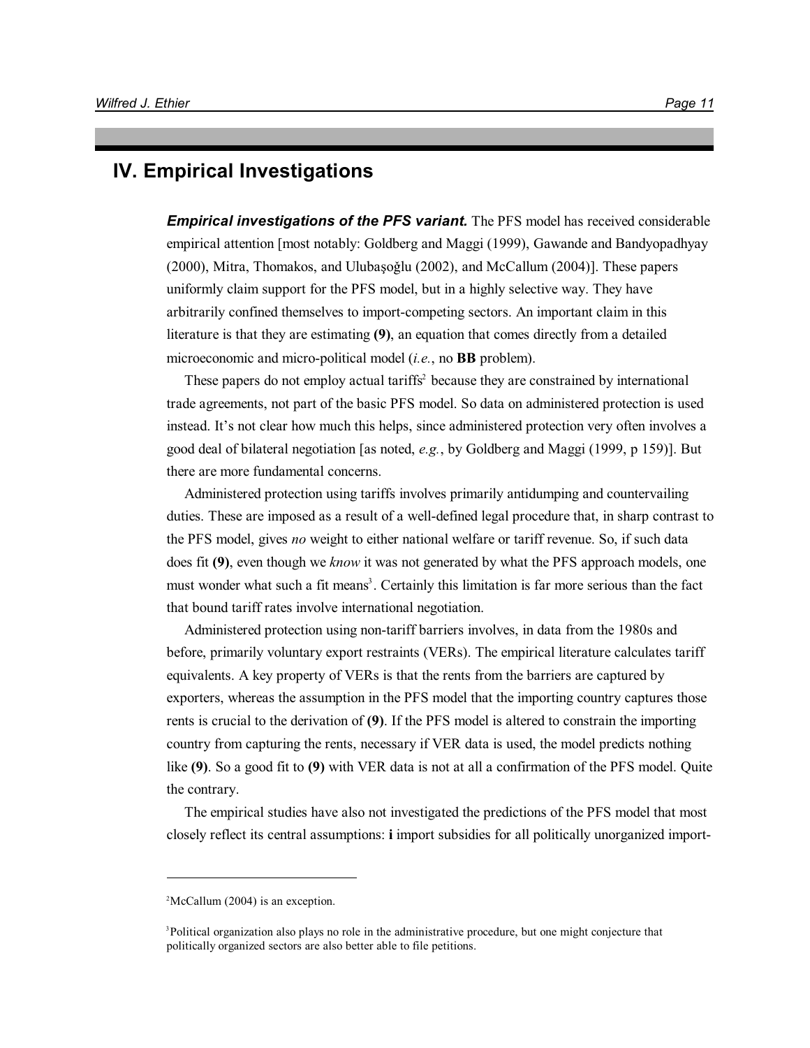## IV. Empirical Investigations

***Empirical investigations of the PFS variant.*** The PFS model has received considerable empirical attention [most notably: Goldberg and Maggi (1999), Gawande and Bandyopadhyay (2000), Mitra, Thomakos, and Ulubaşoğlu (2002), and McCallum (2004)]. These papers uniformly claim support for the PFS model, but in a highly selective way. They have arbitrarily confined themselves to import-competing sectors. An important claim in this literature is that they are estimating **(9)**, an equation that comes directly from a detailed microeconomic and micro-political model (*i.e.*, no **BB** problem).

These papers do not employ actual tariffs[2] because they are constrained by international trade agreements, not part of the basic PFS model. So data on administered protection is used instead. It's not clear how much this helps, since administered protection very often involves a good deal of bilateral negotiation [as noted, *e.g.*, by Goldberg and Maggi (1999, p 159)]. But there are more fundamental concerns.

Administered protection using tariffs involves primarily antidumping and countervailing duties. These are imposed as a result of a well-defined legal procedure that, in sharp contrast to the PFS model, gives *no* weight to either national welfare or tariff revenue. So, if such data does fit **(9)**, even though we *know* it was not generated by what the PFS approach models, one must wonder what such a fit means[3]. Certainly this limitation is far more serious than the fact that bound tariff rates involve international negotiation.

Administered protection using non-tariff barriers involves, in data from the 1980s and before, primarily voluntary export restraints (VERs). The empirical literature calculates tariff equivalents. A key property of VERs is that the rents from the barriers are captured by exporters, whereas the assumption in the PFS model that the importing country captures those rents is crucial to the derivation of **(9)**. If the PFS model is altered to constrain the importing country from capturing the rents, necessary if VER data is used, the model predicts nothing like **(9)**. So a good fit to **(9)** with VER data is not at all a confirmation of the PFS model. Quite the contrary.

The empirical studies have also not investigated the predictions of the PFS model that most closely reflect its central assumptions: **i** import subsidies for all politically unorganized import-

---

[2] McCallum (2004) is an exception.

[3] Political organization also plays no role in the administrative procedure, but one might conjecture that politically organized sectors are also better able to file petitions.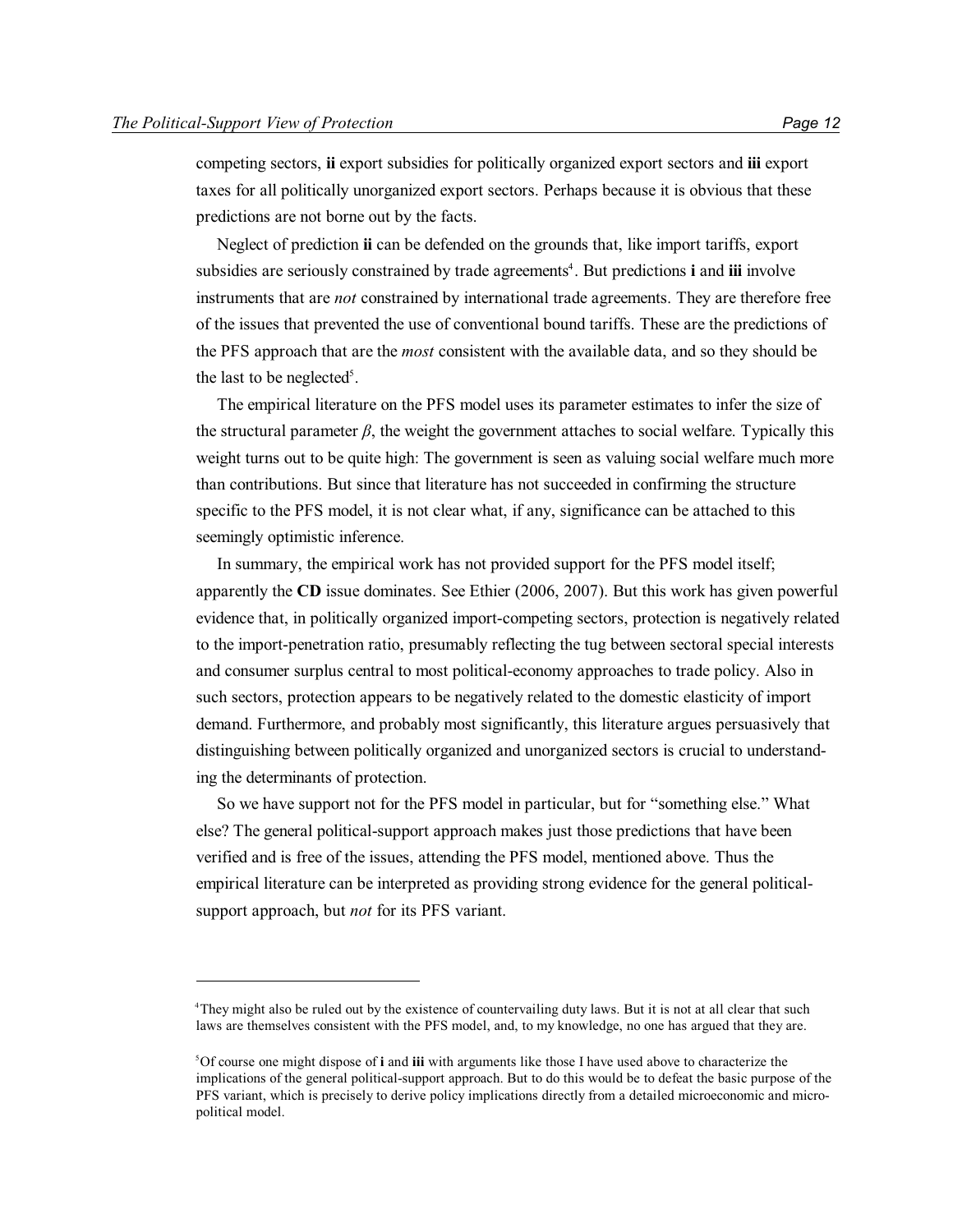competing sectors, **ii** export subsidies for politically organized export sectors and **iii** export taxes for all politically unorganized export sectors. Perhaps because it is obvious that these predictions are not borne out by the facts.

Neglect of prediction **ii** can be defended on the grounds that, like import tariffs, export subsidies are seriously constrained by trade agreements[4]. But predictions **i** and **iii** involve instruments that are *not* constrained by international trade agreements. They are therefore free of the issues that prevented the use of conventional bound tariffs. These are the predictions of the PFS approach that are the *most* consistent with the available data, and so they should be the last to be neglected[5].

The empirical literature on the PFS model uses its parameter estimates to infer the size of the structural parameter $\beta$, the weight the government attaches to social welfare. Typically this weight turns out to be quite high: The government is seen as valuing social welfare much more than contributions. But since that literature has not succeeded in confirming the structure specific to the PFS model, it is not clear what, if any, significance can be attached to this seemingly optimistic inference.

In summary, the empirical work has not provided support for the PFS model itself; apparently the **CD** issue dominates. See Ethier (2006, 2007). But this work has given powerful evidence that, in politically organized import-competing sectors, protection is negatively related to the import-penetration ratio, presumably reflecting the tug between sectoral special interests and consumer surplus central to most political-economy approaches to trade policy. Also in such sectors, protection appears to be negatively related to the domestic elasticity of import demand. Furthermore, and probably most significantly, this literature argues persuasively that distinguishing between politically organized and unorganized sectors is crucial to understanding the determinants of protection.

So we have support not for the PFS model in particular, but for "something else." What else? The general political-support approach makes just those predictions that have been verified and is free of the issues, attending the PFS model, mentioned above. Thus the empirical literature can be interpreted as providing strong evidence for the general political-support approach, but *not* for its PFS variant.

---

[4] They might also be ruled out by the existence of countervailing duty laws. But it is not at all clear that such laws are themselves consistent with the PFS model, and, to my knowledge, no one has argued that they are.

[5] Of course one might dispose of **i** and **iii** with arguments like those I have used above to characterize the implications of the general political-support approach. But to do this would be to defeat the basic purpose of the PFS variant, which is precisely to derive policy implications directly from a detailed microeconomic and micro-political model.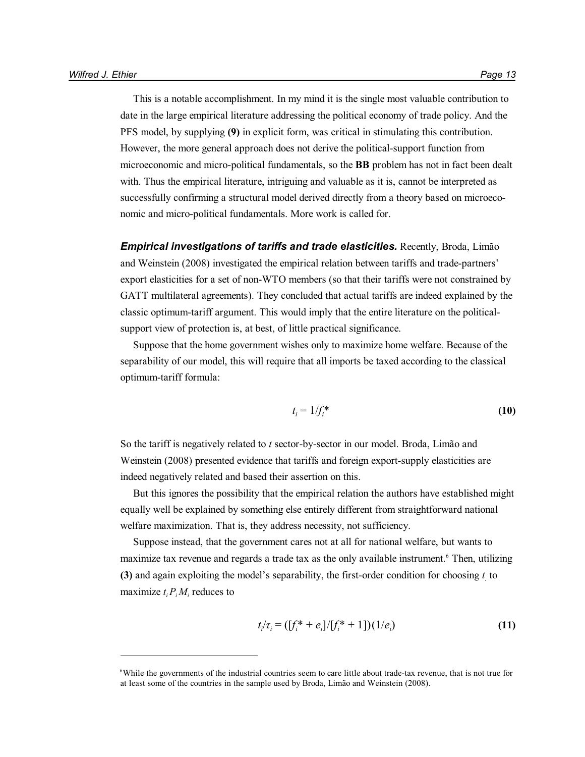This is a notable accomplishment. In my mind it is the single most valuable contribution to date in the large empirical literature addressing the political economy of trade policy. And the PFS model, by supplying **(9)** in explicit form, was critical in stimulating this contribution. However, the more general approach does not derive the political-support function from microeconomic and micro-political fundamentals, so the **BB** problem has not in fact been dealt with. Thus the empirical literature, intriguing and valuable as it is, cannot be interpreted as successfully confirming a structural model derived directly from a theory based on microeconomic and micro-political fundamentals. More work is called for.

***Empirical investigations of tariffs and trade elasticities.*** Recently, Broda, Limão and Weinstein (2008) investigated the empirical relation between tariffs and trade-partners' export elasticities for a set of non-WTO members (so that their tariffs were not constrained by GATT multilateral agreements). They concluded that actual tariffs are indeed explained by the classic optimum-tariff argument. This would imply that the entire literature on the political-support view of protection is, at best, of little practical significance.

Suppose that the home government wishes only to maximize home welfare. Because of the separability of our model, this will require that all imports be taxed according to the classical optimum-tariff formula:

$$t_i = 1/f_i^* \qquad \textbf{(10)}$$

So the tariff is negatively related to $t$ sector-by-sector in our model. Broda, Limão and Weinstein (2008) presented evidence that tariffs and foreign export-supply elasticities are indeed negatively related and based their assertion on this.

But this ignores the possibility that the empirical relation the authors have established might equally well be explained by something else entirely different from straightforward national welfare maximization. That is, they address necessity, not sufficiency.

Suppose instead, that the government cares not at all for national welfare, but wants to maximize tax revenue and regards a trade tax as the only available instrument.[6] Then, utilizing **(3)** and again exploiting the model's separability, the first-order condition for choosing $t_i$ to maximize $t_i P_i M_i$ reduces to

$$t_i/\tau_i = ([f_i^* + e_i]/[f_i^* + 1])(1/e_i) \qquad \textbf{(11)}$$

---

[6] While the governments of the industrial countries seem to care little about trade-tax revenue, that is not true for at least some of the countries in the sample used by Broda, Limão and Weinstein (2008).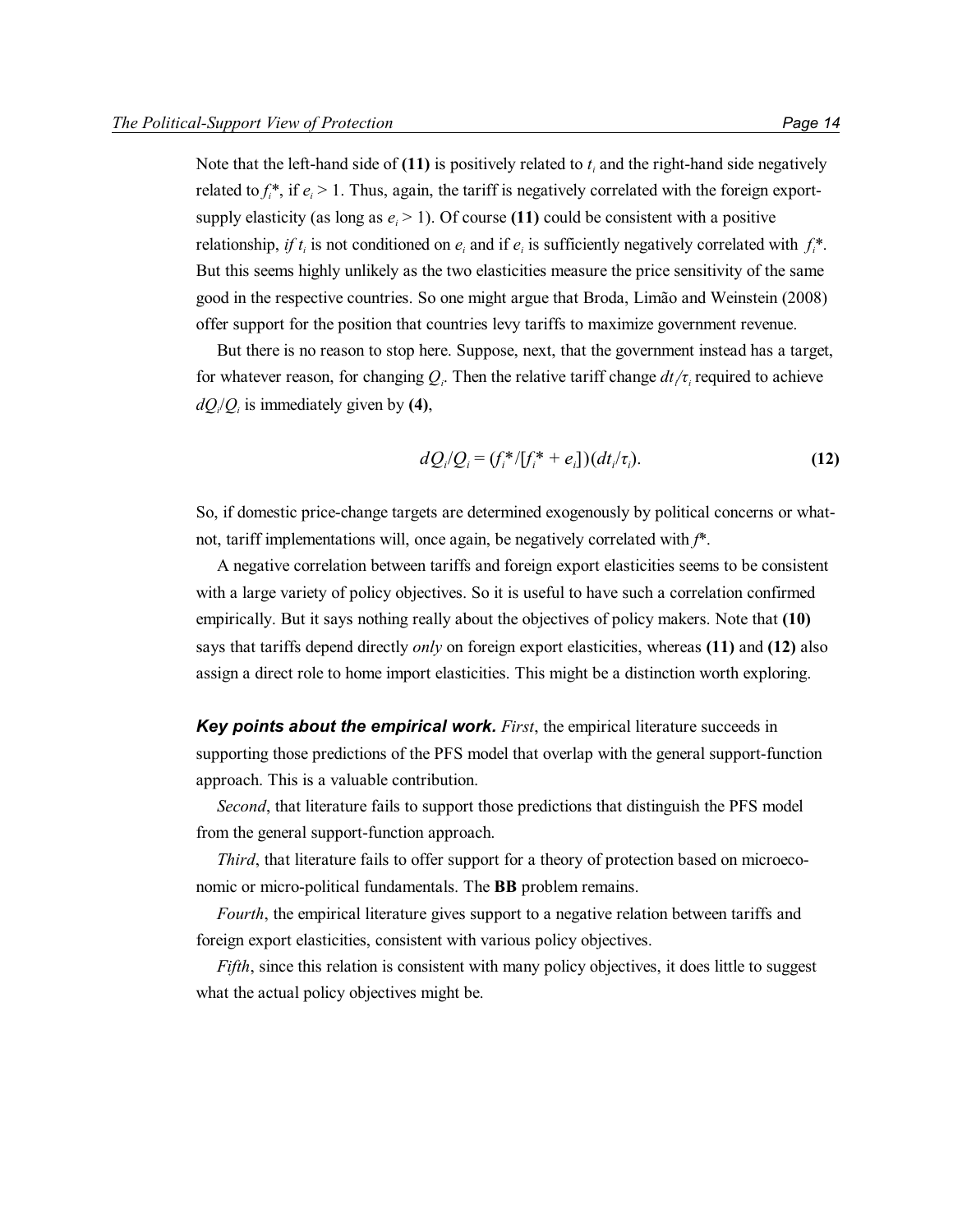Note that the left-hand side of **(11)** is positively related to $t_i$ and the right-hand side negatively related to $f_i$*, if $e_i > 1$. Thus, again, the tariff is negatively correlated with the foreign export-supply elasticity (as long as $e_i > 1$). Of course **(11)** could be consistent with a positive relationship, *if* $t_i$ is not conditioned on $e_i$ and if $e_i$ is sufficiently negatively correlated with $f_i$*. But this seems highly unlikely as the two elasticities measure the price sensitivity of the same good in the respective countries. So one might argue that Broda, Limão and Weinstein (2008) offer support for the position that countries levy tariffs to maximize government revenue.

But there is no reason to stop here. Suppose, next, that the government instead has a target, for whatever reason, for changing $Q_i$. Then the relative tariff change $dt_i/\tau_i$ required to achieve $dQ_i/Q_i$ is immediately given by **(4)**,

$$dQ_i/Q_i = (f_i^*/[f_i^* + e_i])(dt_i/\tau_i). \qquad \textbf{(12)}$$

So, if domestic price-change targets are determined exogenously by political concerns or what-not, tariff implementations will, once again, be negatively correlated with $f$*.

A negative correlation between tariffs and foreign export elasticities seems to be consistent with a large variety of policy objectives. So it is useful to have such a correlation confirmed empirically. But it says nothing really about the objectives of policy makers. Note that **(10)** says that tariffs depend directly *only* on foreign export elasticities, whereas **(11)** and **(12)** also assign a direct role to home import elasticities. This might be a distinction worth exploring.

***Key points about the empirical work.*** *First*, the empirical literature succeeds in supporting those predictions of the PFS model that overlap with the general support-function approach. This is a valuable contribution.

*Second*, that literature fails to support those predictions that distinguish the PFS model from the general support-function approach.

*Third*, that literature fails to offer support for a theory of protection based on microeconomic or micro-political fundamentals. The **BB** problem remains.

*Fourth*, the empirical literature gives support to a negative relation between tariffs and foreign export elasticities, consistent with various policy objectives.

*Fifth*, since this relation is consistent with many policy objectives, it does little to suggest what the actual policy objectives might be.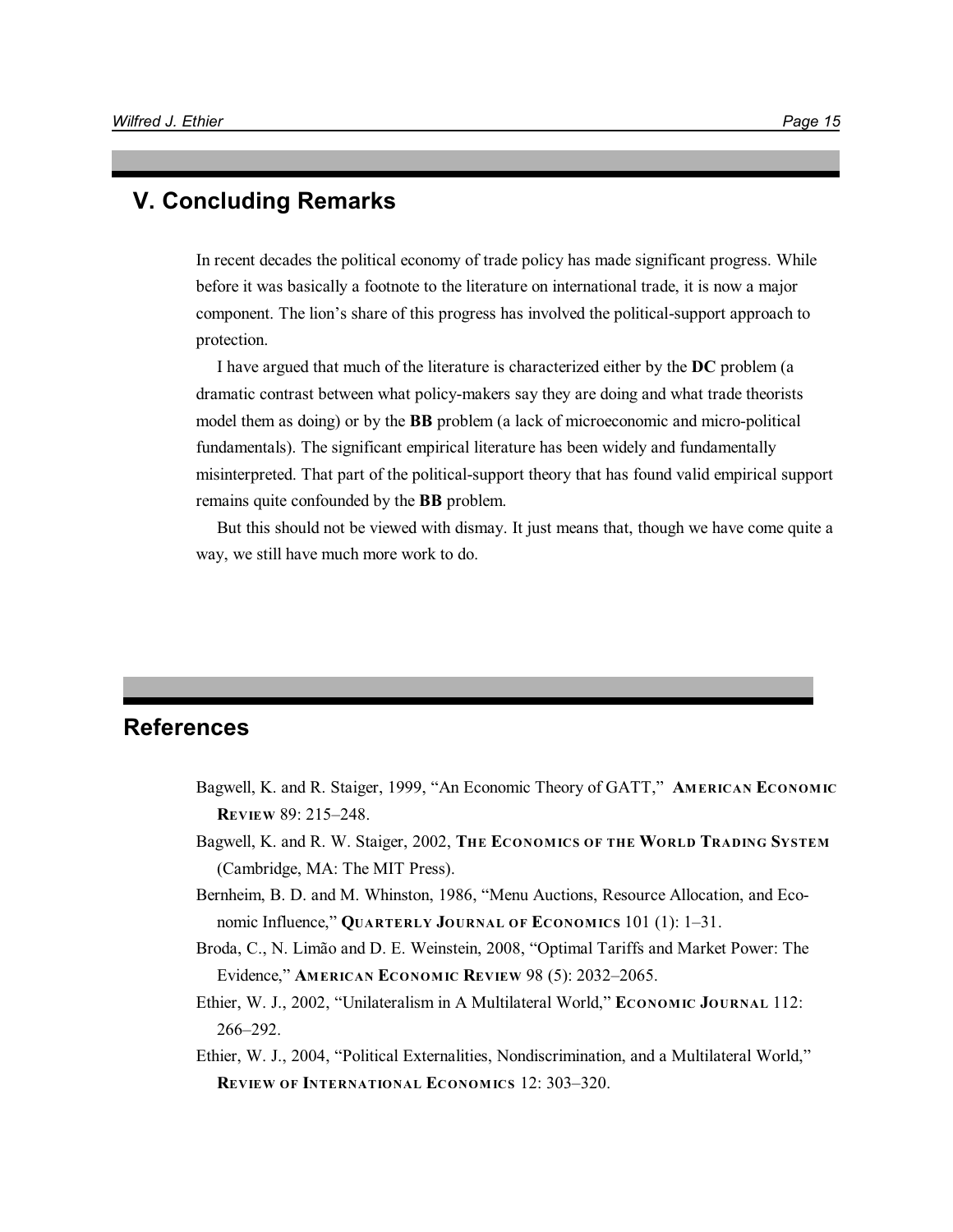## V. Concluding Remarks

In recent decades the political economy of trade policy has made significant progress. While before it was basically a footnote to the literature on international trade, it is now a major component. The lion's share of this progress has involved the political-support approach to protection.

I have argued that much of the literature is characterized either by the **DC** problem (a dramatic contrast between what policy-makers say they are doing and what trade theorists model them as doing) or by the **BB** problem (a lack of microeconomic and micro-political fundamentals). The significant empirical literature has been widely and fundamentally misinterpreted. That part of the political-support theory that has found valid empirical support remains quite confounded by the **BB** problem.

But this should not be viewed with dismay. It just means that, though we have come quite a way, we still have much more work to do.

## References

Bagwell, K. and R. Staiger, 1999, "An Economic Theory of GATT," **American Economic Review** 89: 215–248.

Bagwell, K. and R. W. Staiger, 2002, **The Economics of the World Trading System** (Cambridge, MA: The MIT Press).

Bernheim, B. D. and M. Whinston, 1986, "Menu Auctions, Resource Allocation, and Economic Influence," **Quarterly Journal of Economics** 101 (1): 1–31.

Broda, C., N. Limão and D. E. Weinstein, 2008, "Optimal Tariffs and Market Power: The Evidence," **American Economic Review** 98 (5): 2032–2065.

Ethier, W. J., 2002, "Unilateralism in A Multilateral World," **Economic Journal** 112: 266–292.

Ethier, W. J., 2004, "Political Externalities, Nondiscrimination, and a Multilateral World," **Review of International Economics** 12: 303–320.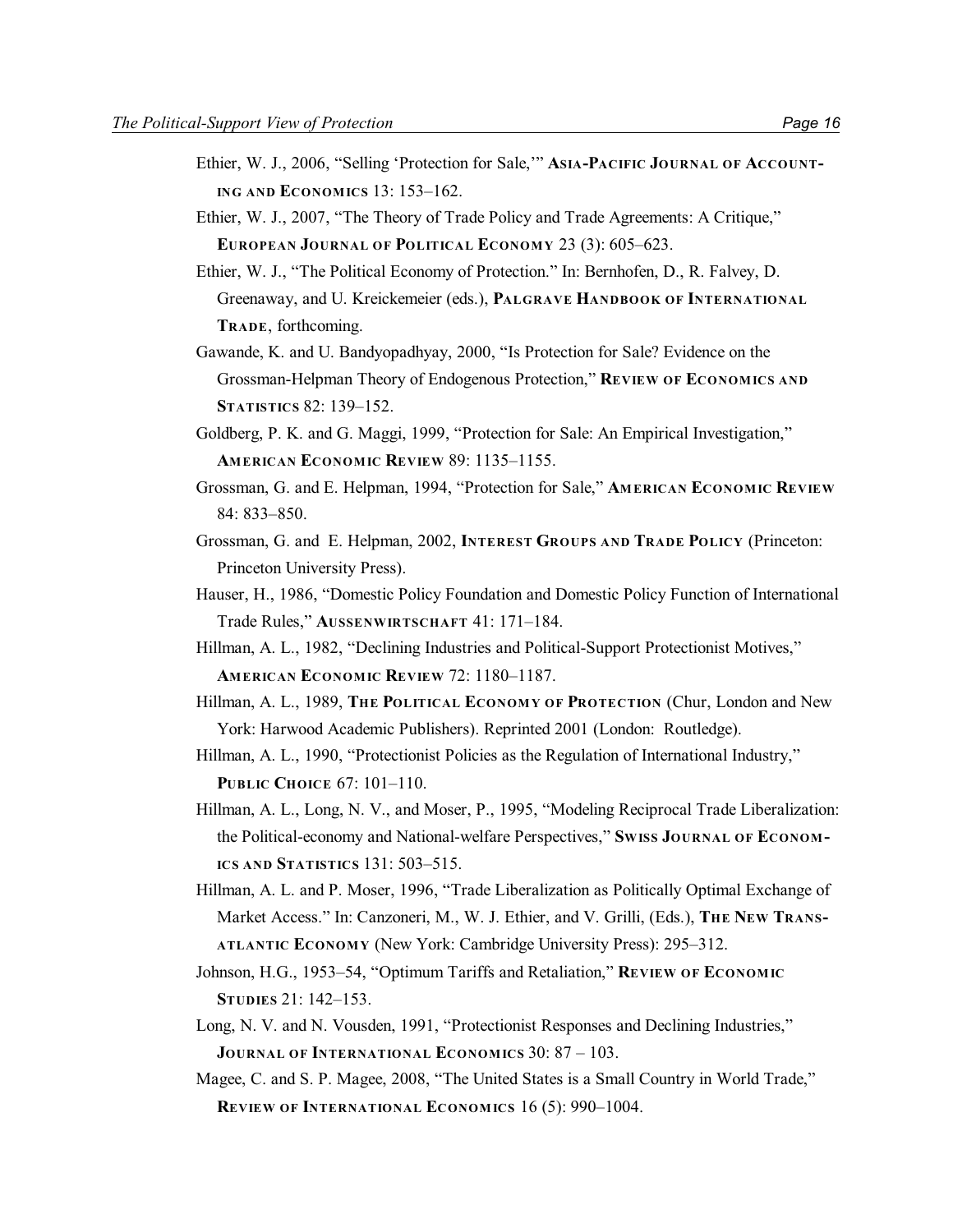Ethier, W. J., 2006, “Selling ‘Protection for Sale,’” **Asia-Pacific Journal of Accounting and Economics** 13: 153–162.

Ethier, W. J., 2007, “The Theory of Trade Policy and Trade Agreements: A Critique,” **European Journal of Political Economy** 23 (3): 605–623.

Ethier, W. J., “The Political Economy of Protection.” In: Bernhofen, D., R. Falvey, D. Greenaway, and U. Kreickemeier (eds.), **Palgrave Handbook of International Trade**, forthcoming.

Gawande, K. and U. Bandyopadhyay, 2000, “Is Protection for Sale? Evidence on the Grossman-Helpman Theory of Endogenous Protection,” **Review of Economics and Statistics** 82: 139–152.

Goldberg, P. K. and G. Maggi, 1999, “Protection for Sale: An Empirical Investigation,” **American Economic Review** 89: 1135–1155.

Grossman, G. and E. Helpman, 1994, “Protection for Sale,” **American Economic Review** 84: 833–850.

Grossman, G. and E. Helpman, 2002, **Interest Groups and Trade Policy** (Princeton: Princeton University Press).

Hauser, H., 1986, “Domestic Policy Foundation and Domestic Policy Function of International Trade Rules,” **Aussenwirtschaft** 41: 171–184.

Hillman, A. L., 1982, “Declining Industries and Political-Support Protectionist Motives,” **American Economic Review** 72: 1180–1187.

Hillman, A. L., 1989, **The Political Economy of Protection** (Chur, London and New York: Harwood Academic Publishers). Reprinted 2001 (London: Routledge).

Hillman, A. L., 1990, “Protectionist Policies as the Regulation of International Industry,” **Public Choice** 67: 101–110.

Hillman, A. L., Long, N. V., and Moser, P., 1995, “Modeling Reciprocal Trade Liberalization: the Political-economy and National-welfare Perspectives,” **Swiss Journal of Economics and Statistics** 131: 503–515.

Hillman, A. L. and P. Moser, 1996, “Trade Liberalization as Politically Optimal Exchange of Market Access.” In: Canzoneri, M., W. J. Ethier, and V. Grilli, (Eds.), **The New Transatlantic Economy** (New York: Cambridge University Press): 295–312.

Johnson, H.G., 1953–54, “Optimum Tariffs and Retaliation,” **Review of Economic Studies** 21: 142–153.

Long, N. V. and N. Vousden, 1991, “Protectionist Responses and Declining Industries,” **Journal of International Economics** 30: 87 – 103.

Magee, C. and S. P. Magee, 2008, “The United States is a Small Country in World Trade,” **Review of International Economics** 16 (5): 990–1004.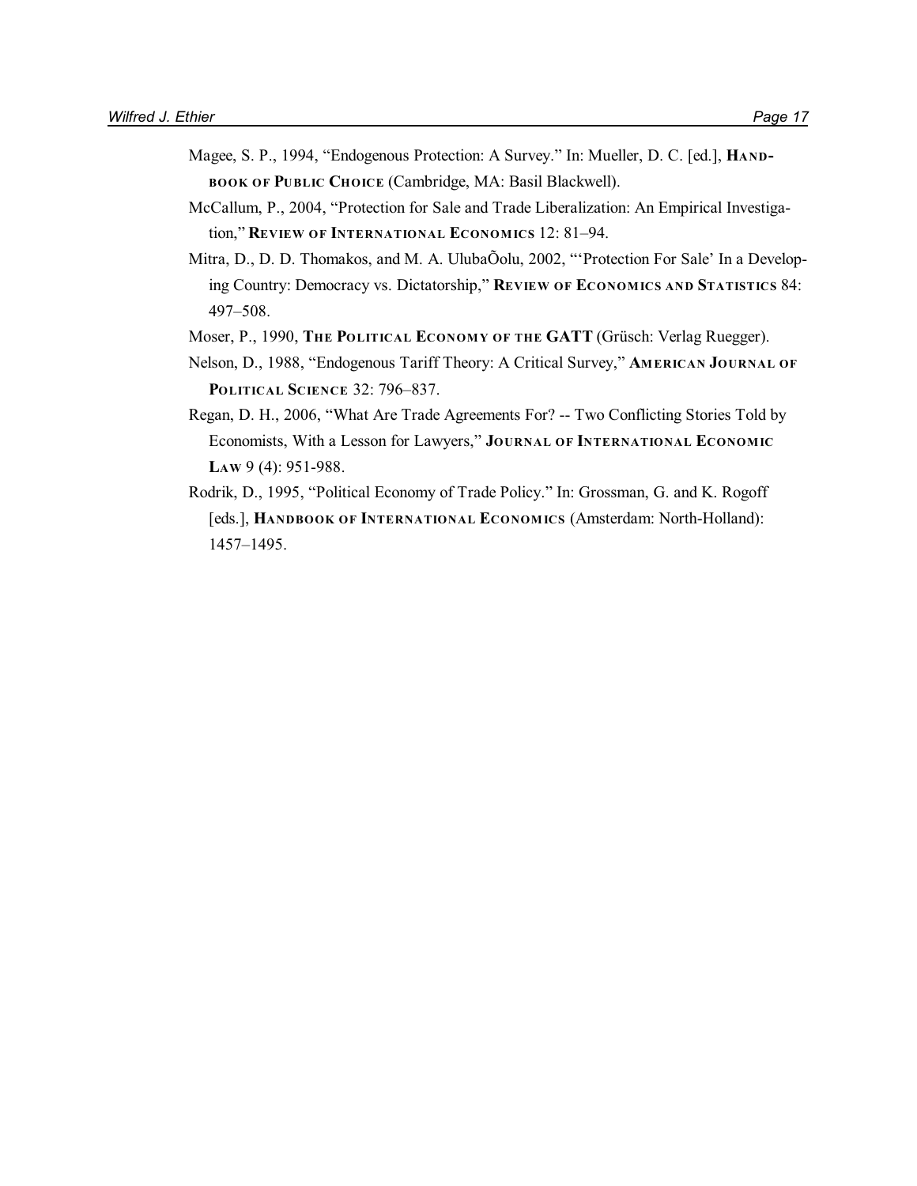Magee, S. P., 1994, "Endogenous Protection: A Survey." In: Mueller, D. C. [ed.], **Handbook of Public Choice** (Cambridge, MA: Basil Blackwell).

McCallum, P., 2004, "Protection for Sale and Trade Liberalization: An Empirical Investigation," **Review of International Economics** 12: 81–94.

Mitra, D., D. D. Thomakos, and M. A. UlubaÕolu, 2002, "'Protection For Sale' In a Developing Country: Democracy vs. Dictatorship," **Review of Economics and Statistics** 84: 497–508.

Moser, P., 1990, **The Political Economy of the GATT** (Grüsch: Verlag Ruegger).

Nelson, D., 1988, "Endogenous Tariff Theory: A Critical Survey," **American Journal of Political Science** 32: 796–837.

Regan, D. H., 2006, "What Are Trade Agreements For? -- Two Conflicting Stories Told by Economists, With a Lesson for Lawyers," **Journal of International Economic Law** 9 (4): 951-988.

Rodrik, D., 1995, "Political Economy of Trade Policy." In: Grossman, G. and K. Rogoff [eds.], **Handbook of International Economics** (Amsterdam: North-Holland): 1457–1495.